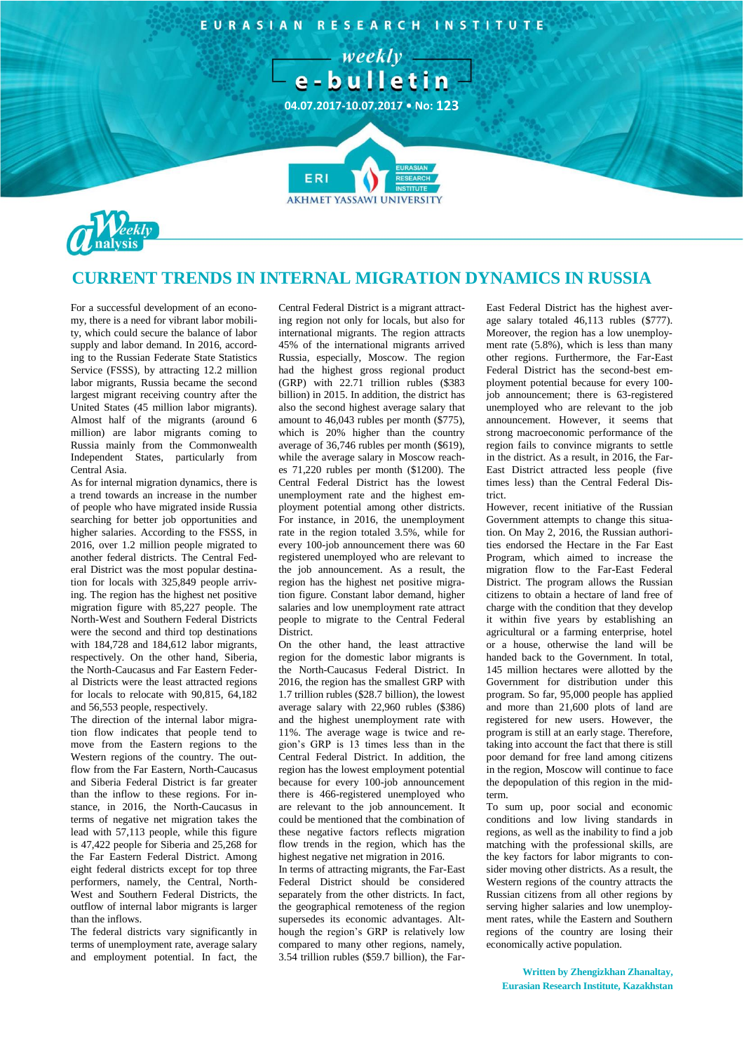EURASIAN RESEARCH INSTITUTE

weekly e-bulletin

04.07.2017-10.07.2017 • No: 123

Weekly Analysis

# CURRENT TRENDS IN INTERNAL MIGRATION DYNAMICS IN RUSSIA

For a successful development of an economy, there is a need for vibrant labor mobility, which could secure the balance of labor supply and labor demand. In 2016, according to the Russian Federate State Statistics Service (FSSS), by attracting 12.2 million labor migrants, Russia became the second largest migrant receiving country after the United States (45 million labor migrants). Almost half of the migrants (around 6 million) are labor migrants coming to Russia mainly from the Commonwealth Independent States, particularly from Central Asia.

As for internal migration dynamics, there is a trend towards an increase in the number of people who have migrated inside Russia searching for better job opportunities and higher salaries. According to the FSSS, in 2016, over 1.2 million people migrated to another federal districts. The Central Federal District was the most popular destination for locals with 325,849 people arriving. The region has the highest net positive migration figure with 85,227 people. The North-West and Southern Federal Districts were the second and third top destinations with 184,728 and 184,612 labor migrants, respectively. On the other hand, Siberia, the North-Caucasus and Far Eastern Federal Districts were the least attracted regions for locals to relocate with 90,815, 64,182 and 56,553 people, respectively.

The direction of the internal labor migration flow indicates that people tend to move from the Eastern regions to the Western regions of the country. The outflow from the Far Eastern, North-Caucasus and Siberia Federal District is far greater than the inflow to these regions. For instance, in 2016, the North-Caucasus in terms of negative net migration takes the lead with 57,113 people, while this figure is 47,422 people for Siberia and 25,268 for the Far Eastern Federal District. Among eight federal districts except for top three performers, namely, the Central, North-West and Southern Federal Districts, the outflow of internal labor migrants is larger than the inflows.

The federal districts vary significantly in terms of unemployment rate, average salary and employment potential. In fact, the Central Federal District is a migrant attracting region not only for locals, but also for international migrants. The region attracts 45% of the international migrants arrived Russia, especially, Moscow. The region had the highest gross regional product (GRP) with 22.71 trillion rubles ($383 billion) in 2015. In addition, the district has also the second highest average salary that amount to 46,043 rubles per month ($775), which is 20% higher than the country average of 36,746 rubles per month ($619), while the average salary in Moscow reaches 71,220 rubles per month ($1200). The Central Federal District has the lowest unemployment rate and the highest employment potential among other districts. For instance, in 2016, the unemployment rate in the region totaled 3.5%, while for every 100-job announcement there was 60 registered unemployed who are relevant to the job announcement. As a result, the region has the highest net positive migration figure. Constant labor demand, higher salaries and low unemployment rate attract people to migrate to the Central Federal District.

On the other hand, the least attractive region for the domestic labor migrants is the North-Caucasus Federal District. In 2016, the region has the smallest GRP with 1.7 trillion rubles ($28.7 billion), the lowest average salary with 22,960 rubles ($386) and the highest unemployment rate with 11%. The average wage is twice and region's GRP is 13 times less than in the Central Federal District. In addition, the region has the lowest employment potential because for every 100-job announcement there is 466-registered unemployed who are relevant to the job announcement. It could be mentioned that the combination of these negative factors reflects migration flow trends in the region, which has the highest negative net migration in 2016.

In terms of attracting migrants, the Far-East Federal District should be considered separately from the other districts. In fact, the geographical remoteness of the region supersedes its economic advantages. Although the region's GRP is relatively low compared to many other regions, namely, 3.54 trillion rubles ($59.7 billion), the Far-East Federal District has the highest average salary totaled 46,113 rubles ($777). Moreover, the region has a low unemployment rate (5.8%), which is less than many other regions. Furthermore, the Far-East Federal District has the second-best employment potential because for every 100-job announcement; there is 63-registered unemployed who are relevant to the job announcement. However, it seems that strong macroeconomic performance of the region fails to convince migrants to settle in the district. As a result, in 2016, the Far-East District attracted less people (five times less) than the Central Federal District.

However, recent initiative of the Russian Government attempts to change this situation. On May 2, 2016, the Russian authorities endorsed the Hectare in the Far East Program, which aimed to increase the migration flow to the Far-East Federal District. The program allows the Russian citizens to obtain a hectare of land free of charge with the condition that they develop it within five years by establishing an agricultural or a farming enterprise, hotel or a house, otherwise the land will be handed back to the Government. In total, 145 million hectares were allotted by the Government for distribution under this program. So far, 95,000 people has applied and more than 21,600 plots of land are registered for new users. However, the program is still at an early stage. Therefore, taking into account the fact that there is still poor demand for free land among citizens in the region, Moscow will continue to face the depopulation of this region in the mid-term.

To sum up, poor social and economic conditions and low living standards in regions, as well as the inability to find a job matching with the professional skills, are the key factors for labor migrants to consider moving other districts. As a result, the Western regions of the country attracts the Russian citizens from all other regions by serving higher salaries and low unemployment rates, while the Eastern and Southern regions of the country are losing their economically active population.

**Written by Zhengizkhan Zhanaltay,**
**Eurasian Research Institute, Kazakhstan**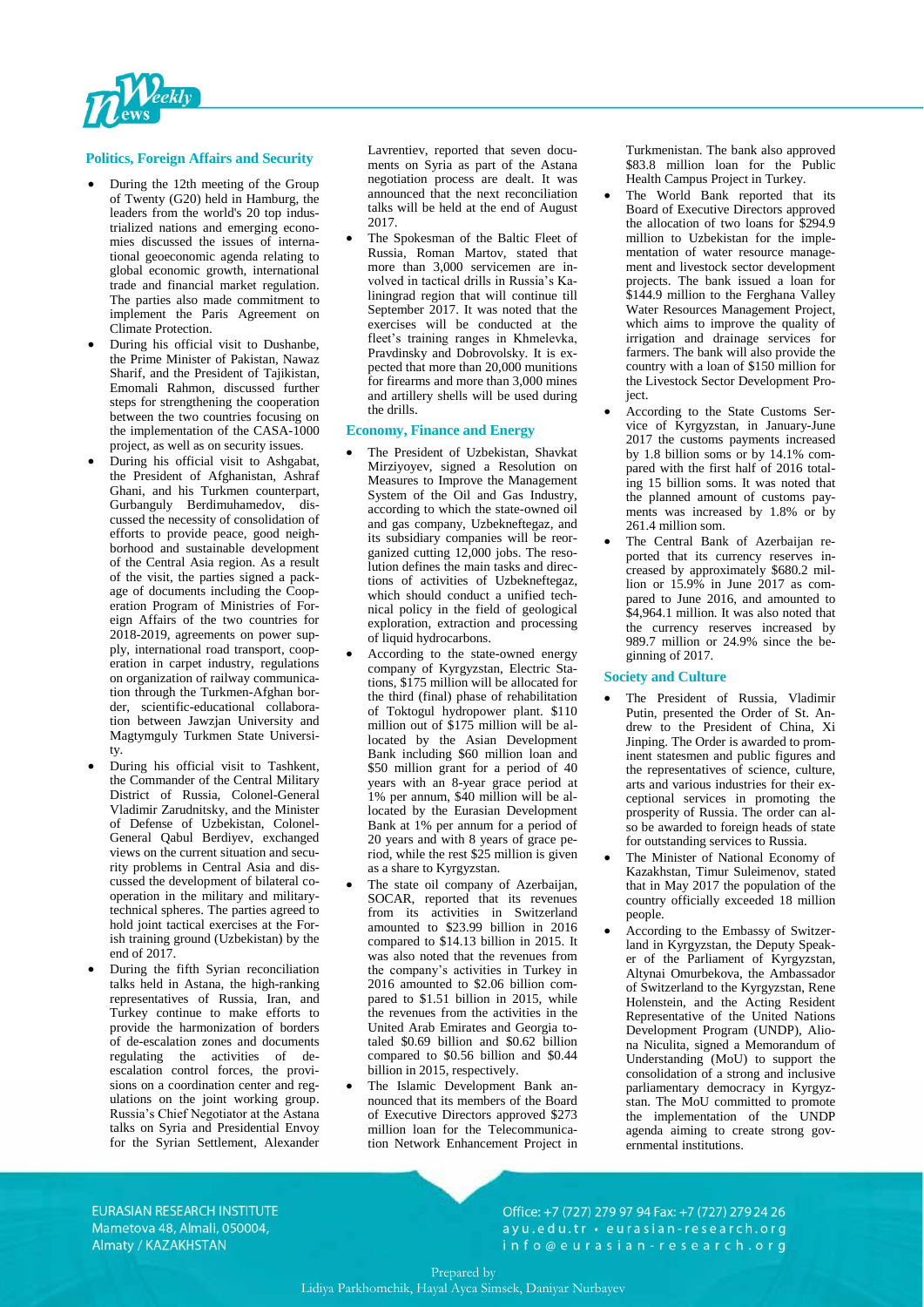## Politics, Foreign Affairs and Security

- During the 12th meeting of the Group of Twenty (G20) held in Hamburg, the leaders from the world's 20 top industrialized nations and emerging economies discussed the issues of international geoeconomic agenda relating to global economic growth, international trade and financial market regulation. The parties also made commitment to implement the Paris Agreement on Climate Protection.
- During his official visit to Dushanbe, the Prime Minister of Pakistan, Nawaz Sharif, and the President of Tajikistan, Emomali Rahmon, discussed further steps for strengthening the cooperation between the two countries focusing on the implementation of the CASA-1000 project, as well as on security issues.
- During his official visit to Ashgabat, the President of Afghanistan, Ashraf Ghani, and his Turkmen counterpart, Gurbanguly Berdimuhamedov, discussed the necessity of consolidation of efforts to provide peace, good neighborhood and sustainable development of the Central Asia region. As a result of the visit, the parties signed a package of documents including the Cooperation Program of Ministries of Foreign Affairs of the two countries for 2018-2019, agreements on power supply, international road transport, cooperation in carpet industry, regulations on organization of railway communication through the Turkmen-Afghan border, scientific-educational collaboration between Jawzjan University and Magtymguly Turkmen State University.
- During his official visit to Tashkent, the Commander of the Central Military District of Russia, Colonel-General Vladimir Zarudnitsky, and the Minister of Defense of Uzbekistan, Colonel-General Qabul Berdiyev, exchanged views on the current situation and security problems in Central Asia and discussed the development of bilateral cooperation in the military and military-technical spheres. The parties agreed to hold joint tactical exercises at the Forish training ground (Uzbekistan) by the end of 2017.
- During the fifth Syrian reconciliation talks held in Astana, the high-ranking representatives of Russia, Iran, and Turkey continue to make efforts to provide the harmonization of borders of de-escalation zones and documents regulating the activities of de-escalation control forces, the provisions on a coordination center and regulations on the joint working group. Russia's Chief Negotiator at the Astana talks on Syria and Presidential Envoy for the Syrian Settlement, Alexander Lavrentiev, reported that seven documents on Syria as part of the Astana negotiation process are dealt. It was announced that the next reconciliation talks will be held at the end of August 2017.
- The Spokesman of the Baltic Fleet of Russia, Roman Martov, stated that more than 3,000 servicemen are involved in tactical drills in Russia's Kaliningrad region that will continue till September 2017. It was noted that the exercises will be conducted at the fleet's training ranges in Khmelevka, Pravdinsky and Dobrovolsky. It is expected that more than 20,000 munitions for firearms and more than 3,000 mines and artillery shells will be used during the drills.

## Economy, Finance and Energy

- The President of Uzbekistan, Shavkat Mirziyoyev, signed a Resolution on Measures to Improve the Management System of the Oil and Gas Industry, according to which the state-owned oil and gas company, Uzbekneftegaz, and its subsidiary companies will be reorganized cutting 12,000 jobs. The resolution defines the main tasks and directions of activities of Uzbekneftegaz, which should conduct a unified technical policy in the field of geological exploration, extraction and processing of liquid hydrocarbons.
- According to the state-owned energy company of Kyrgyzstan, Electric Stations, $175 million will be allocated for the third (final) phase of rehabilitation of Toktogul hydropower plant. $110 million out of $175 million will be allocated by the Asian Development Bank including $60 million loan and $50 million grant for a period of 40 years with an 8-year grace period at 1% per annum, $40 million will be allocated by the Eurasian Development Bank at 1% per annum for a period of 20 years and with 8 years of grace period, while the rest $25 million is given as a share to Kyrgyzstan.
- The state oil company of Azerbaijan, SOCAR, reported that its revenues from its activities in Switzerland amounted to $23.99 billion in 2016 compared to $14.13 billion in 2015. It was also noted that the revenues from the company's activities in Turkey in 2016 amounted to $2.06 billion compared to $1.51 billion in 2015, while the revenues from the activities in the United Arab Emirates and Georgia totaled $0.69 billion and $0.62 billion compared to $0.56 billion and $0.44 billion in 2015, respectively.
- The Islamic Development Bank announced that its members of the Board of Executive Directors approved $273 million loan for the Telecommunication Network Enhancement Project in Turkmenistan. The bank also approved $83.8 million loan for the Public Health Campus Project in Turkey.
- The World Bank reported that its Board of Executive Directors approved the allocation of two loans for $294.9 million to Uzbekistan for the implementation of water resource management and livestock sector development projects. The bank issued a loan for $144.9 million to the Ferghana Valley Water Resources Management Project, which aims to improve the quality of irrigation and drainage services for farmers. The bank will also provide the country with a loan of $150 million for the Livestock Sector Development Project.
- According to the State Customs Service of Kyrgyzstan, in January-June 2017 the customs payments increased by 1.8 billion soms or by 14.1% compared with the first half of 2016 totaling 15 billion soms. It was noted that the planned amount of customs payments was increased by 1.8% or by 261.4 million som.
- The Central Bank of Azerbaijan reported that its currency reserves increased by approximately $680.2 million or 15.9% in June 2017 as compared to June 2016, and amounted to $4,964.1 million. It was also noted that the currency reserves increased by 989.7 million or 24.9% since the beginning of 2017.

## Society and Culture

- The President of Russia, Vladimir Putin, presented the Order of St. Andrew to the President of China, Xi Jinping. The Order is awarded to prominent statesmen and public figures and the representatives of science, culture, arts and various industries for their exceptional services in promoting the prosperity of Russia. The order can also be awarded to foreign heads of state for outstanding services to Russia.
- The Minister of National Economy of Kazakhstan, Timur Suleimenov, stated that in May 2017 the population of the country officially exceeded 18 million people.
- According to the Embassy of Switzerland in Kyrgyzstan, the Deputy Speaker of the Parliament of Kyrgyzstan, Altynai Omurbekova, the Ambassador of Switzerland to the Kyrgyzstan, Rene Holenstein, and the Acting Resident Representative of the United Nations Development Program (UNDP), Aliona Niculita, signed a Memorandum of Understanding (MoU) to support the consolidation of a strong and inclusive parliamentary democracy in Kyrgyzstan. The MoU committed to promote the implementation of the UNDP agenda aiming to create strong governmental institutions.

EURASIAN RESEARCH INSTITUTE
Mametova 48, Almali, 050004,
Almaty / KAZAKHSTAN

Office: +7 (727) 279 97 94 Fax: +7 (727) 279 24 26
ayu.edu.tr • eurasian-research.org
info@eurasian-research.org

Prepared by
Lidiya Parkhomchik, Hayal Ayca Simsek, Daniyar Nurbayev